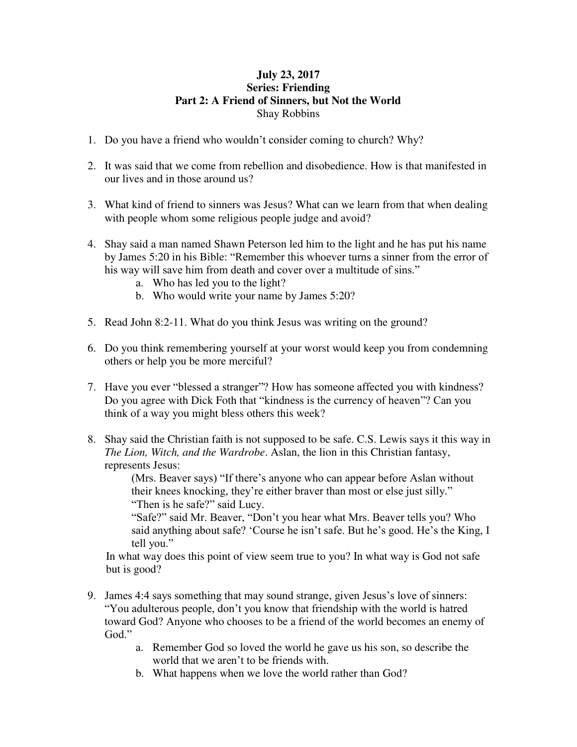**July 23, 2017**
**Series: Friending**
**Part 2: A Friend of Sinners, but Not the World**
Shay Robbins

1. Do you have a friend who wouldn't consider coming to church? Why?

2. It was said that we come from rebellion and disobedience. How is that manifested in our lives and in those around us?

3. What kind of friend to sinners was Jesus? What can we learn from that when dealing with people whom some religious people judge and avoid?

4. Shay said a man named Shawn Peterson led him to the light and he has put his name by James 5:20 in his Bible: "Remember this whoever turns a sinner from the error of his way will save him from death and cover over a multitude of sins."
   a. Who has led you to the light?
   b. Who would write your name by James 5:20?

5. Read John 8:2-11. What do you think Jesus was writing on the ground?

6. Do you think remembering yourself at your worst would keep you from condemning others or help you be more merciful?

7. Have you ever "blessed a stranger"? How has someone affected you with kindness? Do you agree with Dick Foth that "kindness is the currency of heaven"? Can you think of a way you might bless others this week?

8. Shay said the Christian faith is not supposed to be safe. C.S. Lewis says it this way in *The Lion, Witch, and the Wardrobe*. Aslan, the lion in this Christian fantasy, represents Jesus:

   > (Mrs. Beaver says) "If there's anyone who can appear before Aslan without their knees knocking, they're either braver than most or else just silly."
   > "Then is he safe?" said Lucy.
   > "Safe?" said Mr. Beaver, "Don't you hear what Mrs. Beaver tells you? Who said anything about safe? 'Course he isn't safe. But he's good. He's the King, I tell you."

   In what way does this point of view seem true to you? In what way is God not safe but is good?

9. James 4:4 says something that may sound strange, given Jesus's love of sinners: "You adulterous people, don't you know that friendship with the world is hatred toward God? Anyone who chooses to be a friend of the world becomes an enemy of God."
   a. Remember God so loved the world he gave us his son, so describe the world that we aren't to be friends with.
   b. What happens when we love the world rather than God?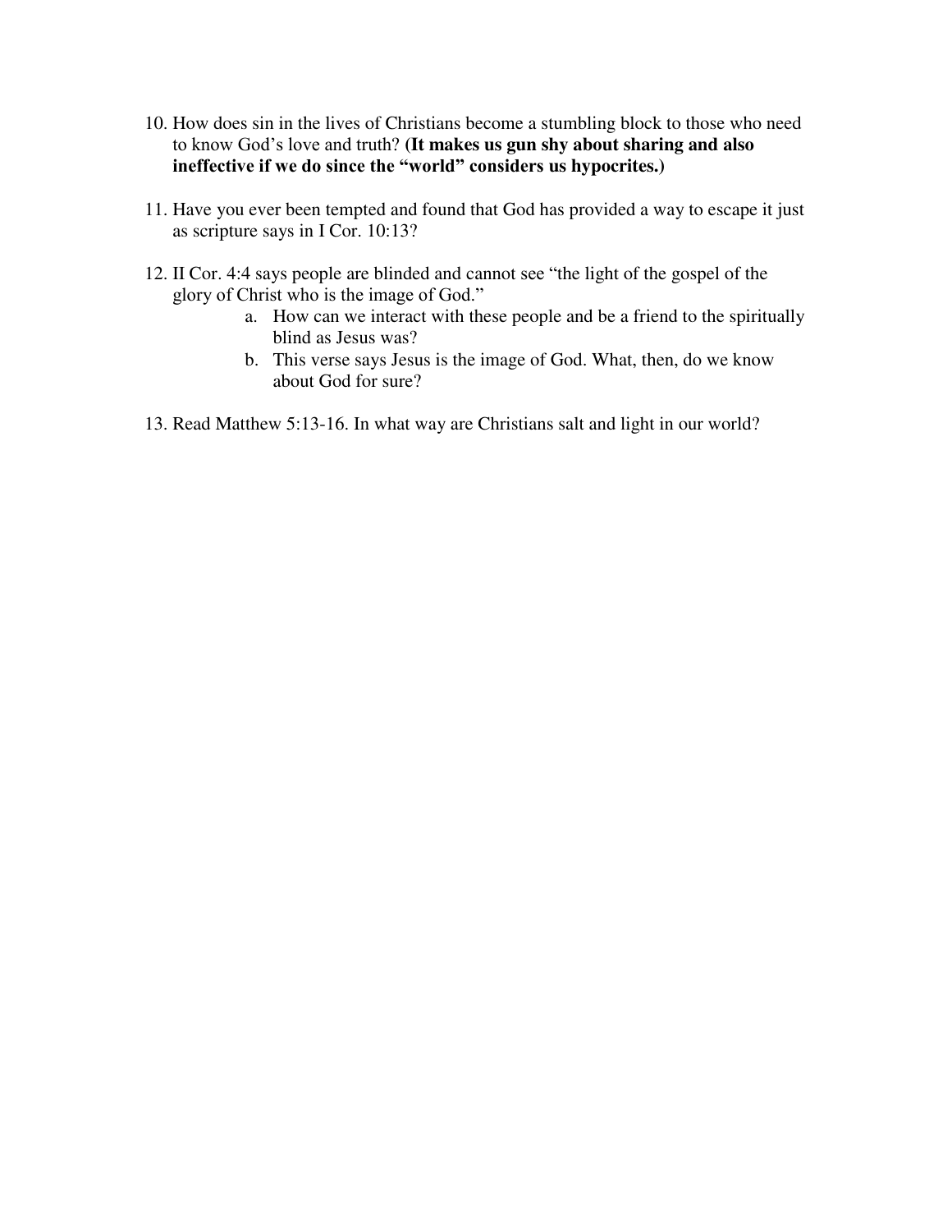10. How does sin in the lives of Christians become a stumbling block to those who need to know God's love and truth? **(It makes us gun shy about sharing and also ineffective if we do since the "world" considers us hypocrites.)**

11. Have you ever been tempted and found that God has provided a way to escape it just as scripture says in I Cor. 10:13?

12. II Cor. 4:4 says people are blinded and cannot see "the light of the gospel of the glory of Christ who is the image of God."
    a. How can we interact with these people and be a friend to the spiritually blind as Jesus was?
    b. This verse says Jesus is the image of God. What, then, do we know about God for sure?

13. Read Matthew 5:13-16. In what way are Christians salt and light in our world?